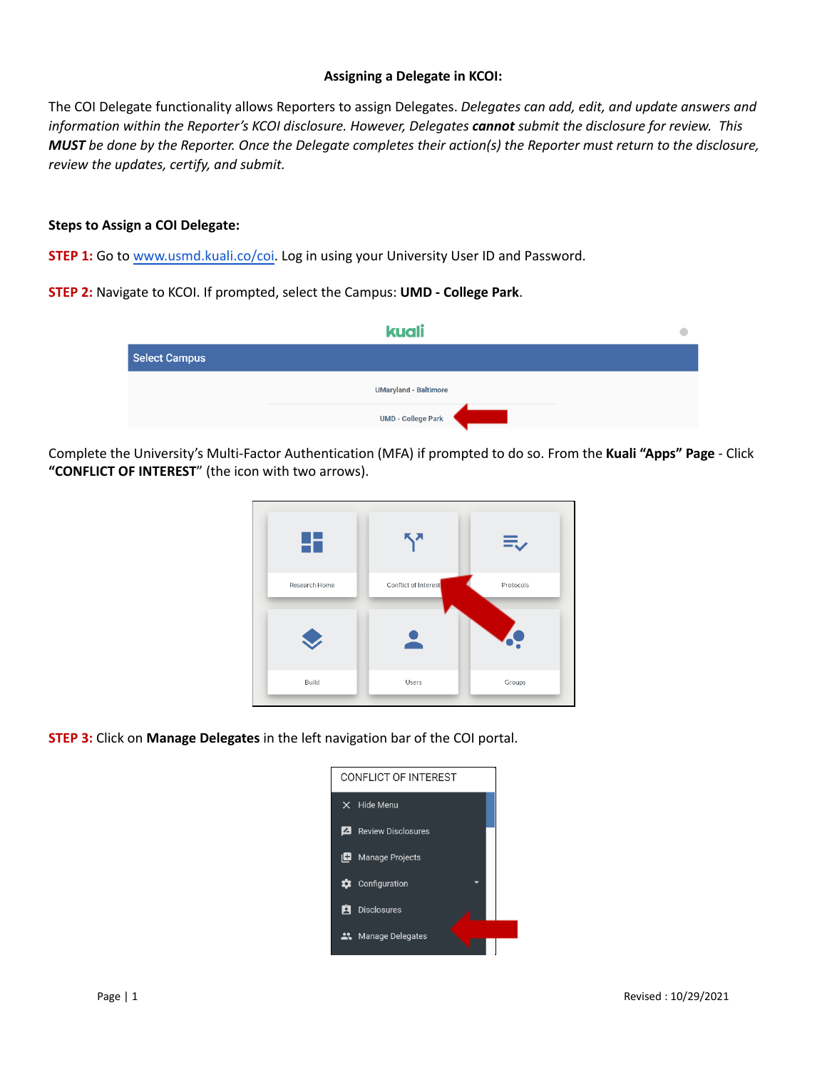**Assigning a Delegate in KCOI:**

The COI Delegate functionality allows Reporters to assign Delegates. *Delegates can add, edit, and update answers and information within the Reporter's KCOI disclosure. However, Delegates **cannot** submit the disclosure for review. This **MUST** be done by the Reporter. Once the Delegate completes their action(s) the Reporter must return to the disclosure, review the updates, certify, and submit.*

**Steps to Assign a COI Delegate:**

**STEP 1:** Go to [www.usmd.kuali.co/coi](www.usmd.kuali.co/coi). Log in using your University User ID and Password.

**STEP 2:** Navigate to KCOI. If prompted, select the Campus: **UMD - College Park**.

Complete the University's Multi-Factor Authentication (MFA) if prompted to do so. From the **Kuali "Apps" Page** - Click **"CONFLICT OF INTEREST"** (the icon with two arrows).

**STEP 3:** Click on **Manage Delegates** in the left navigation bar of the COI portal.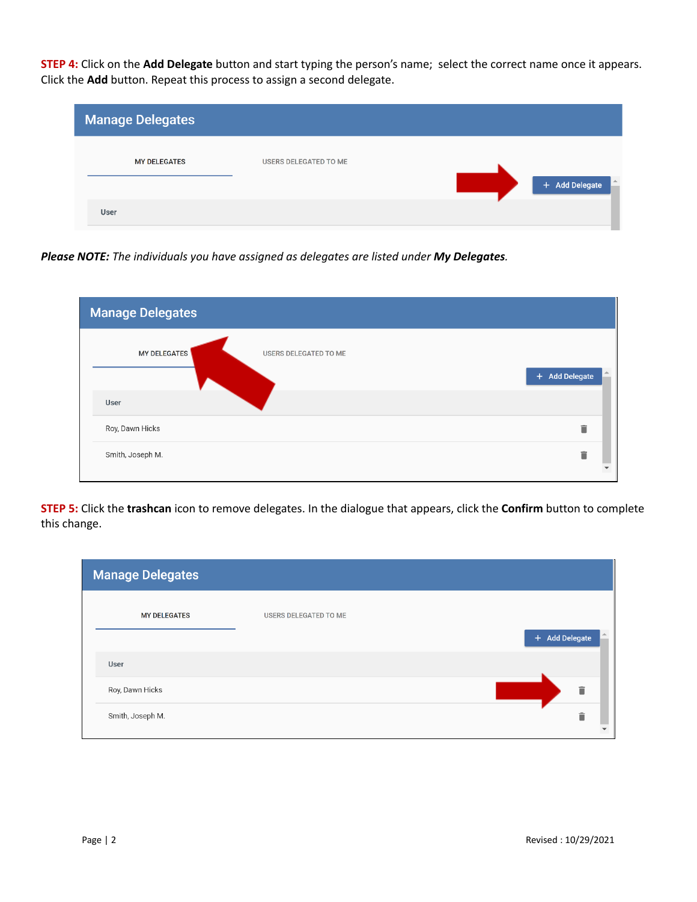**STEP 4:** Click on the **Add Delegate** button and start typing the person's name; select the correct name once it appears. Click the **Add** button. Repeat this process to assign a second delegate.

Manage Delegates

MY DELEGATES

USERS DELEGATED TO ME

+ Add Delegate

User

***Please NOTE:*** *The individuals you have assigned as delegates are listed under* ***My Delegates****.*

Manage Delegates

MY DELEGATES

USERS DELEGATED TO ME

+ Add Delegate

User

Roy, Dawn Hicks

Smith, Joseph M.

**STEP 5:** Click the **trashcan** icon to remove delegates. In the dialogue that appears, click the **Confirm** button to complete this change.

Manage Delegates

MY DELEGATES

USERS DELEGATED TO ME

+ Add Delegate

User

Roy, Dawn Hicks

Smith, Joseph M.

Revised : 10/29/2021